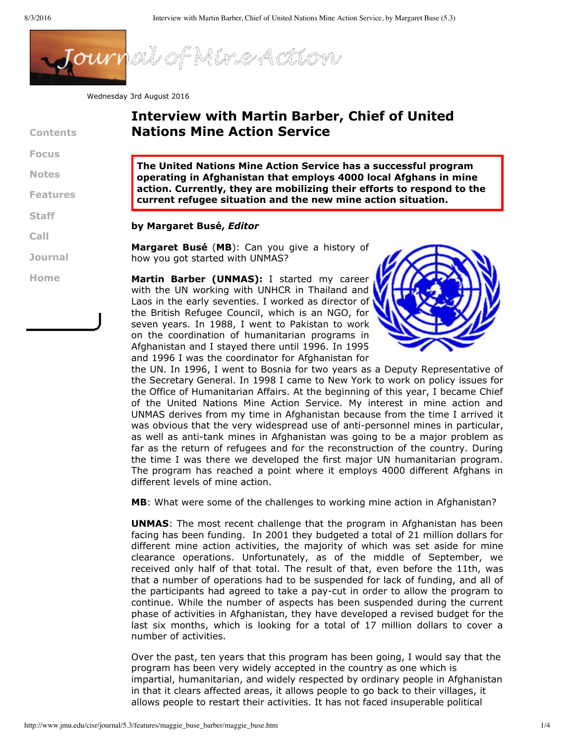Wednesday 3rd August 2016

# Interview with Martin Barber, Chief of United Nations Mine Action Service

**The United Nations Mine Action Service has a successful program operating in Afghanistan that employs 4000 local Afghans in mine action. Currently, they are mobilizing their efforts to respond to the current refugee situation and the new mine action situation.**

**by Margaret Busé, *Editor***

**Margaret Busé** (**MB**): Can you give a history of how you got started with UNMAS?

**Martin Barber (UNMAS):** I started my career with the UN working with UNHCR in Thailand and Laos in the early seventies. I worked as director of the British Refugee Council, which is an NGO, for seven years. In 1988, I went to Pakistan to work on the coordination of humanitarian programs in Afghanistan and I stayed there until 1996. In 1995 and 1996 I was the coordinator for Afghanistan for the UN. In 1996, I went to Bosnia for two years as a Deputy Representative of the Secretary General. In 1998 I came to New York to work on policy issues for the Office of Humanitarian Affairs. At the beginning of this year, I became Chief of the United Nations Mine Action Service. My interest in mine action and UNMAS derives from my time in Afghanistan because from the time I arrived it was obvious that the very widespread use of anti-personnel mines in particular, as well as anti-tank mines in Afghanistan was going to be a major problem as far as the return of refugees and for the reconstruction of the country. During the time I was there we developed the first major UN humanitarian program. The program has reached a point where it employs 4000 different Afghans in different levels of mine action.

**MB**: What were some of the challenges to working mine action in Afghanistan?

**UNMAS**: The most recent challenge that the program in Afghanistan has been facing has been funding. In 2001 they budgeted a total of 21 million dollars for different mine action activities, the majority of which was set aside for mine clearance operations. Unfortunately, as of the middle of September, we received only half of that total. The result of that, even before the 11th, was that a number of operations had to be suspended for lack of funding, and all of the participants had agreed to take a pay-cut in order to allow the program to continue. While the number of aspects has been suspended during the current phase of activities in Afghanistan, they have developed a revised budget for the last six months, which is looking for a total of 17 million dollars to cover a number of activities.

Over the past, ten years that this program has been going, I would say that the program has been very widely accepted in the country as one which is impartial, humanitarian, and widely respected by ordinary people in Afghanistan in that it clears affected areas, it allows people to go back to their villages, it allows people to restart their activities. It has not faced insuperable political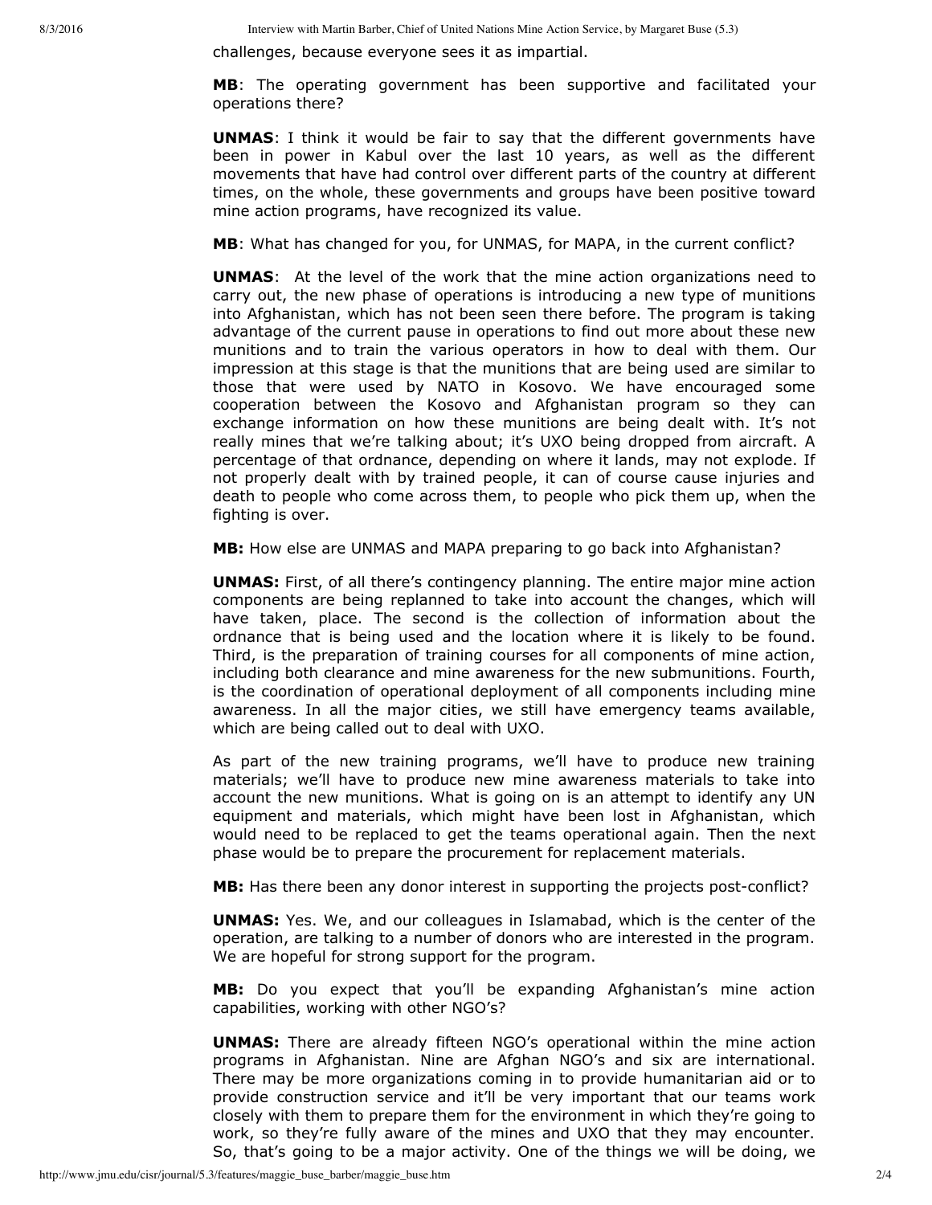challenges, because everyone sees it as impartial.

**MB**: The operating government has been supportive and facilitated your operations there?

**UNMAS**: I think it would be fair to say that the different governments have been in power in Kabul over the last 10 years, as well as the different movements that have had control over different parts of the country at different times, on the whole, these governments and groups have been positive toward mine action programs, have recognized its value.

**MB**: What has changed for you, for UNMAS, for MAPA, in the current conflict?

**UNMAS**: At the level of the work that the mine action organizations need to carry out, the new phase of operations is introducing a new type of munitions into Afghanistan, which has not been seen there before. The program is taking advantage of the current pause in operations to find out more about these new munitions and to train the various operators in how to deal with them. Our impression at this stage is that the munitions that are being used are similar to those that were used by NATO in Kosovo. We have encouraged some cooperation between the Kosovo and Afghanistan program so they can exchange information on how these munitions are being dealt with. It's not really mines that we're talking about; it's UXO being dropped from aircraft. A percentage of that ordnance, depending on where it lands, may not explode. If not properly dealt with by trained people, it can of course cause injuries and death to people who come across them, to people who pick them up, when the fighting is over.

**MB:** How else are UNMAS and MAPA preparing to go back into Afghanistan?

**UNMAS:** First, of all there's contingency planning. The entire major mine action components are being replanned to take into account the changes, which will have taken, place. The second is the collection of information about the ordnance that is being used and the location where it is likely to be found. Third, is the preparation of training courses for all components of mine action, including both clearance and mine awareness for the new submunitions. Fourth, is the coordination of operational deployment of all components including mine awareness. In all the major cities, we still have emergency teams available, which are being called out to deal with UXO.

As part of the new training programs, we'll have to produce new training materials; we'll have to produce new mine awareness materials to take into account the new munitions. What is going on is an attempt to identify any UN equipment and materials, which might have been lost in Afghanistan, which would need to be replaced to get the teams operational again. Then the next phase would be to prepare the procurement for replacement materials.

**MB:** Has there been any donor interest in supporting the projects post-conflict?

**UNMAS:** Yes. We, and our colleagues in Islamabad, which is the center of the operation, are talking to a number of donors who are interested in the program. We are hopeful for strong support for the program.

**MB:** Do you expect that you'll be expanding Afghanistan's mine action capabilities, working with other NGO's?

**UNMAS:** There are already fifteen NGO's operational within the mine action programs in Afghanistan. Nine are Afghan NGO's and six are international. There may be more organizations coming in to provide humanitarian aid or to provide construction service and it'll be very important that our teams work closely with them to prepare them for the environment in which they're going to work, so they're fully aware of the mines and UXO that they may encounter. So, that's going to be a major activity. One of the things we will be doing, we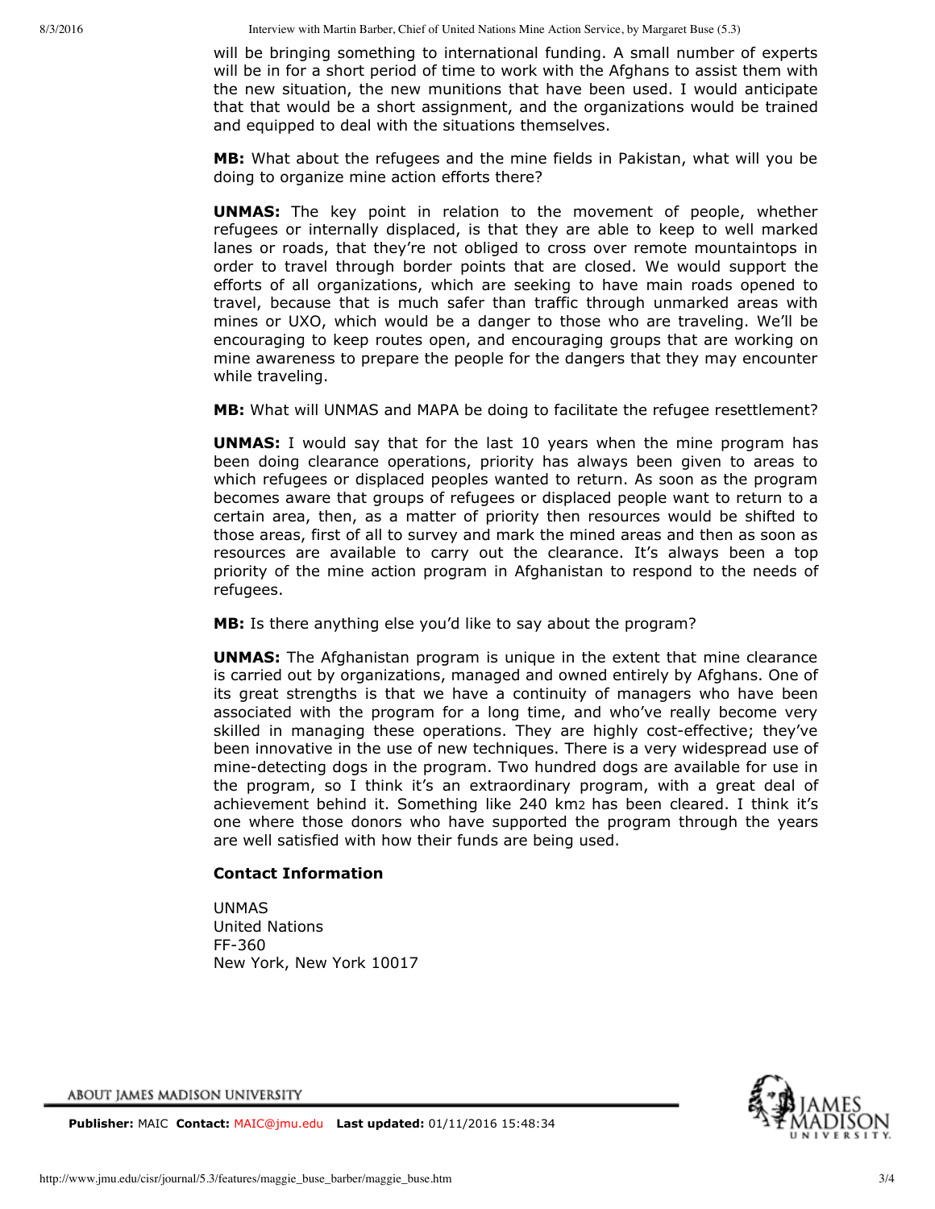will be bringing something to international funding. A small number of experts will be in for a short period of time to work with the Afghans to assist them with the new situation, the new munitions that have been used. I would anticipate that that would be a short assignment, and the organizations would be trained and equipped to deal with the situations themselves.

**MB:** What about the refugees and the mine fields in Pakistan, what will you be doing to organize mine action efforts there?

**UNMAS:** The key point in relation to the movement of people, whether refugees or internally displaced, is that they are able to keep to well marked lanes or roads, that they're not obliged to cross over remote mountaintops in order to travel through border points that are closed. We would support the efforts of all organizations, which are seeking to have main roads opened to travel, because that is much safer than traffic through unmarked areas with mines or UXO, which would be a danger to those who are traveling. We'll be encouraging to keep routes open, and encouraging groups that are working on mine awareness to prepare the people for the dangers that they may encounter while traveling.

**MB:** What will UNMAS and MAPA be doing to facilitate the refugee resettlement?

**UNMAS:** I would say that for the last 10 years when the mine program has been doing clearance operations, priority has always been given to areas to which refugees or displaced peoples wanted to return. As soon as the program becomes aware that groups of refugees or displaced people want to return to a certain area, then, as a matter of priority then resources would be shifted to those areas, first of all to survey and mark the mined areas and then as soon as resources are available to carry out the clearance. It's always been a top priority of the mine action program in Afghanistan to respond to the needs of refugees.

**MB:** Is there anything else you'd like to say about the program?

**UNMAS:** The Afghanistan program is unique in the extent that mine clearance is carried out by organizations, managed and owned entirely by Afghans. One of its great strengths is that we have a continuity of managers who have been associated with the program for a long time, and who've really become very skilled in managing these operations. They are highly cost-effective; they've been innovative in the use of new techniques. There is a very widespread use of mine-detecting dogs in the program. Two hundred dogs are available for use in the program, so I think it's an extraordinary program, with a great deal of achievement behind it. Something like 240 $km^2$ has been cleared. I think it's one where those donors who have supported the program through the years are well satisfied with how their funds are being used.

### Contact Information

UNMAS
United Nations
FF-360
New York, New York 10017

ABOUT JAMES MADISON UNIVERSITY

**Publisher:** MAIC **Contact:** MAIC@jmu.edu **Last updated:** 01/11/2016 15:48:34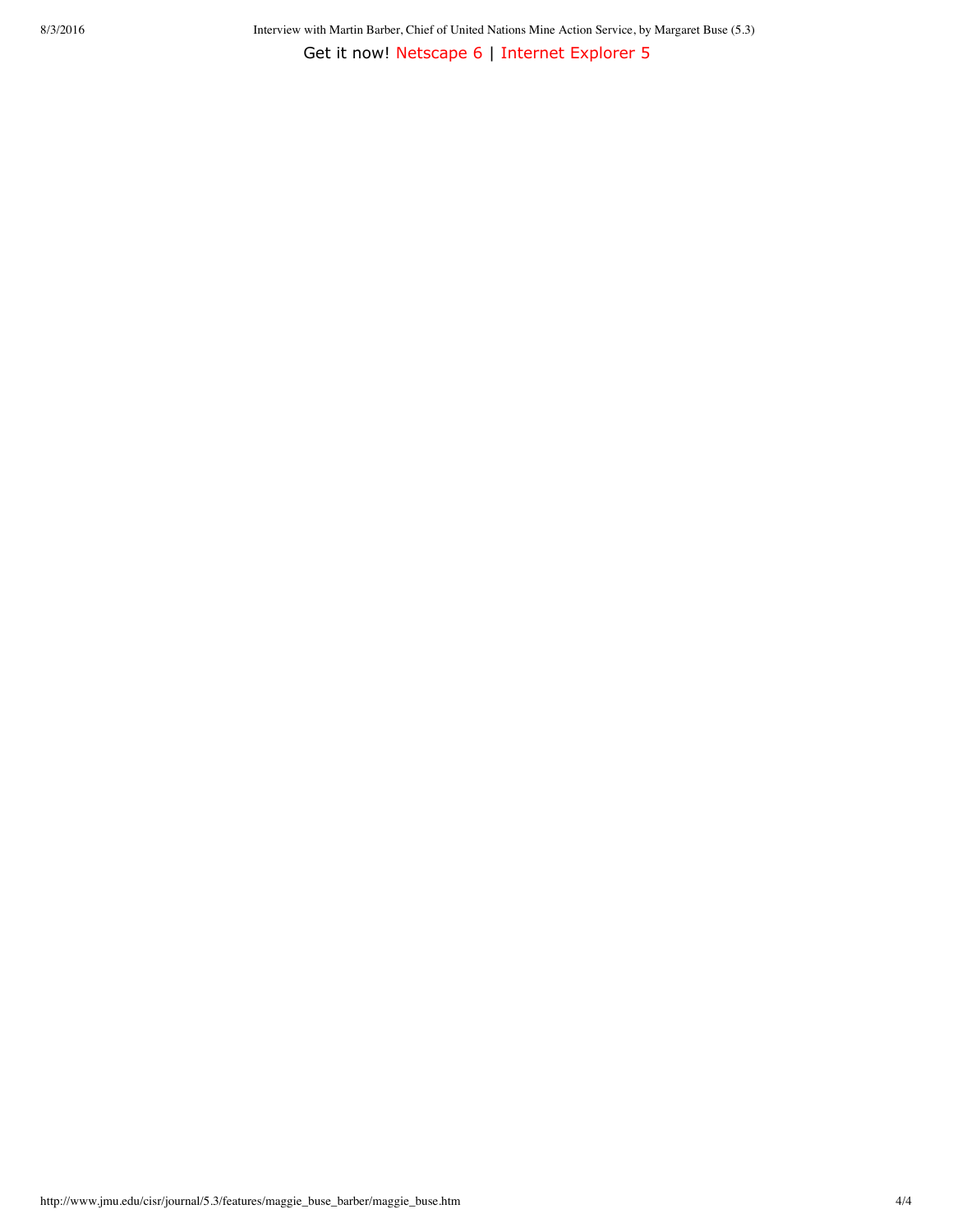Get it now! Netscape 6 | Internet Explorer 5